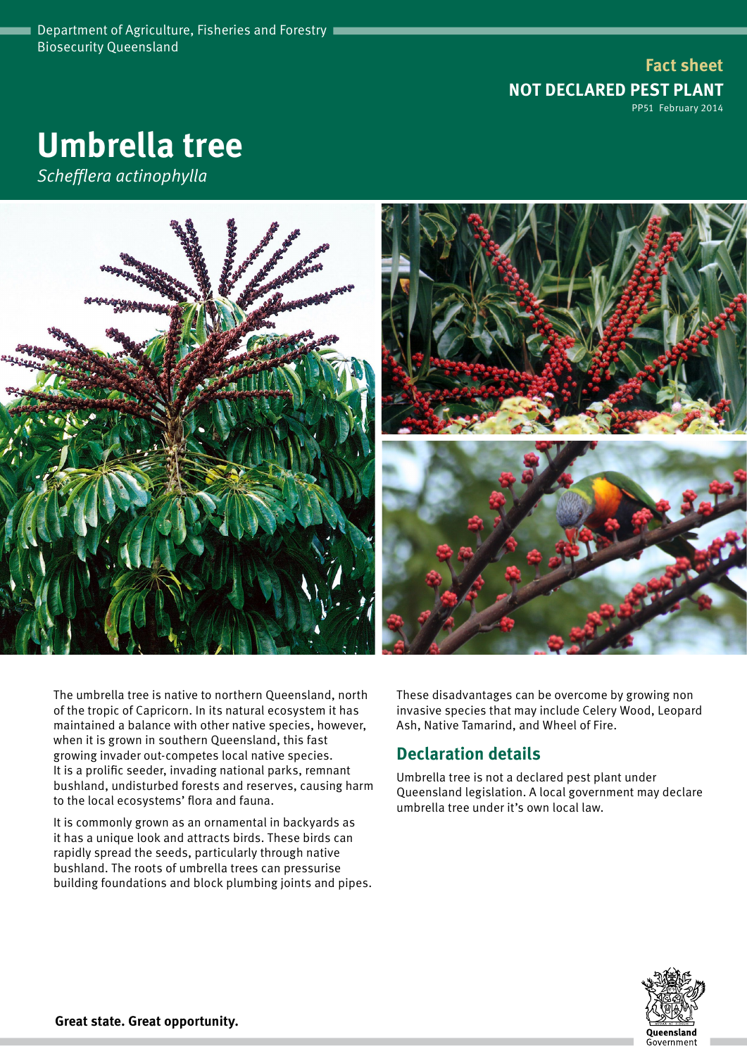Department of Agriculture, Fisheries and Forestry
Biosecurity Queensland

**Fact sheet**

**NOT DECLARED PEST PLANT**

PP51 February 2014

# Umbrella tree

*Schefflera actinophylla*

The umbrella tree is native to northern Queensland, north of the tropic of Capricorn. In its natural ecosystem it has maintained a balance with other native species, however, when it is grown in southern Queensland, this fast growing invader out-competes local native species. It is a prolific seeder, invading national parks, remnant bushland, undisturbed forests and reserves, causing harm to the local ecosystems' flora and fauna.

It is commonly grown as an ornamental in backyards as it has a unique look and attracts birds. These birds can rapidly spread the seeds, particularly through native bushland. The roots of umbrella trees can pressurise building foundations and block plumbing joints and pipes.

These disadvantages can be overcome by growing non invasive species that may include Celery Wood, Leopard Ash, Native Tamarind, and Wheel of Fire.

## Declaration details

Umbrella tree is not a declared pest plant under Queensland legislation. A local government may declare umbrella tree under it's own local law.

**Great state. Great opportunity.**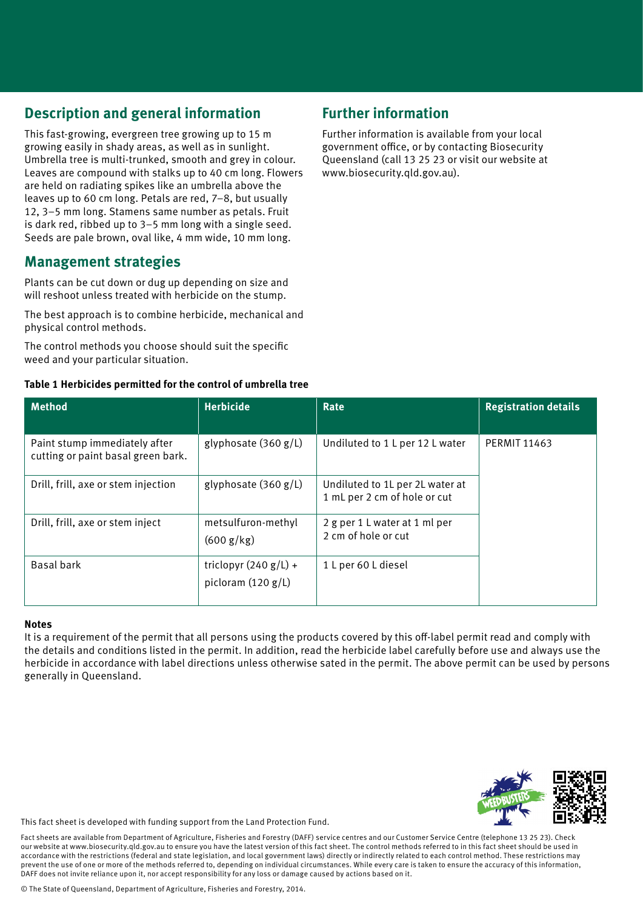## Description and general information

This fast-growing, evergreen tree growing up to 15 m growing easily in shady areas, as well as in sunlight. Umbrella tree is multi-trunked, smooth and grey in colour. Leaves are compound with stalks up to 40 cm long. Flowers are held on radiating spikes like an umbrella above the leaves up to 60 cm long. Petals are red, 7–8, but usually 12, 3–5 mm long. Stamens same number as petals. Fruit is dark red, ribbed up to 3–5 mm long with a single seed. Seeds are pale brown, oval like, 4 mm wide, 10 mm long.

## Management strategies

Plants can be cut down or dug up depending on size and will reshoot unless treated with herbicide on the stump.

The best approach is to combine herbicide, mechanical and physical control methods.

The control methods you choose should suit the specific weed and your particular situation.

## Further information

Further information is available from your local government office, or by contacting Biosecurity Queensland (call 13 25 23 or visit our website at www.biosecurity.qld.gov.au).

**Table 1 Herbicides permitted for the control of umbrella tree**

| Method | Herbicide | Rate | Registration details |
|---|---|---|---|
| Paint stump immediately after cutting or paint basal green bark. | glyphosate (360 g/L) | Undiluted to 1 L per 12 L water | PERMIT 11463 |
| Drill, frill, axe or stem injection | glyphosate (360 g/L) | Undiluted to 1L per 2L water at 1 mL per 2 cm of hole or cut | |
| Drill, frill, axe or stem inject | metsulfuron-methyl (600 g/kg) | 2 g per 1 L water at 1 ml per 2 cm of hole or cut | |
| Basal bark | triclopyr (240 g/L) + picloram (120 g/L) | 1 L per 60 L diesel | |

**Notes**

It is a requirement of the permit that all persons using the products covered by this off-label permit read and comply with the details and conditions listed in the permit. In addition, read the herbicide label carefully before use and always use the herbicide in accordance with label directions unless otherwise sated in the permit. The above permit can be used by persons generally in Queensland.

This fact sheet is developed with funding support from the Land Protection Fund.

Fact sheets are available from Department of Agriculture, Fisheries and Forestry (DAFF) service centres and our Customer Service Centre (telephone 13 25 23). Check our website at www.biosecurity.qld.gov.au to ensure you have the latest version of this fact sheet. The control methods referred to in this fact sheet should be used in accordance with the restrictions (federal and state legislation, and local government laws) directly or indirectly related to each control method. These restrictions may prevent the use of one or more of the methods referred to, depending on individual circumstances. While every care is taken to ensure the accuracy of this information, DAFF does not invite reliance upon it, nor accept responsibility for any loss or damage caused by actions based on it.

© The State of Queensland, Department of Agriculture, Fisheries and Forestry, 2014.